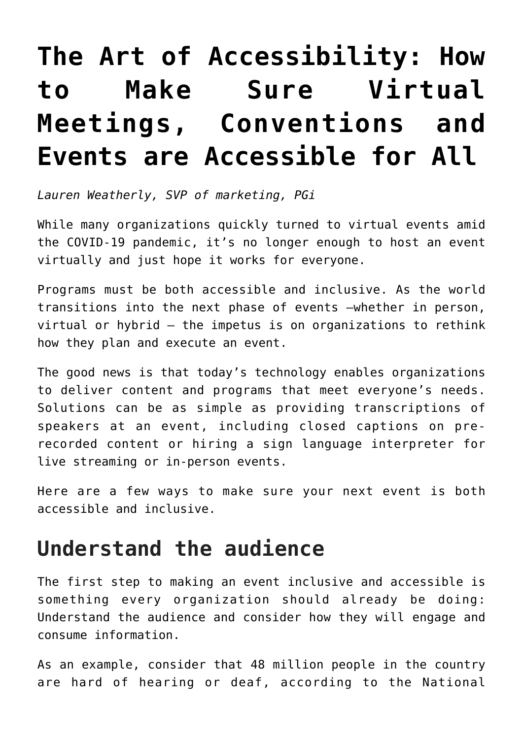# The Art of Accessibility: How to Make Sure Virtual Meetings, Conventions and Events are Accessible for All

*Lauren Weatherly, SVP of marketing, PGi*

While many organizations quickly turned to virtual events amid the COVID-19 pandemic, it's no longer enough to host an event virtually and just hope it works for everyone.

Programs must be both accessible and inclusive. As the world transitions into the next phase of events —whether in person, virtual or hybrid — the impetus is on organizations to rethink how they plan and execute an event.

The good news is that today's technology enables organizations to deliver content and programs that meet everyone's needs. Solutions can be as simple as providing transcriptions of speakers at an event, including closed captions on pre-recorded content or hiring a sign language interpreter for live streaming or in-person events.

Here are a few ways to make sure your next event is both accessible and inclusive.

## Understand the audience

The first step to making an event inclusive and accessible is something every organization should already be doing: Understand the audience and consider how they will engage and consume information.

As an example, consider that 48 million people in the country are hard of hearing or deaf, according to the National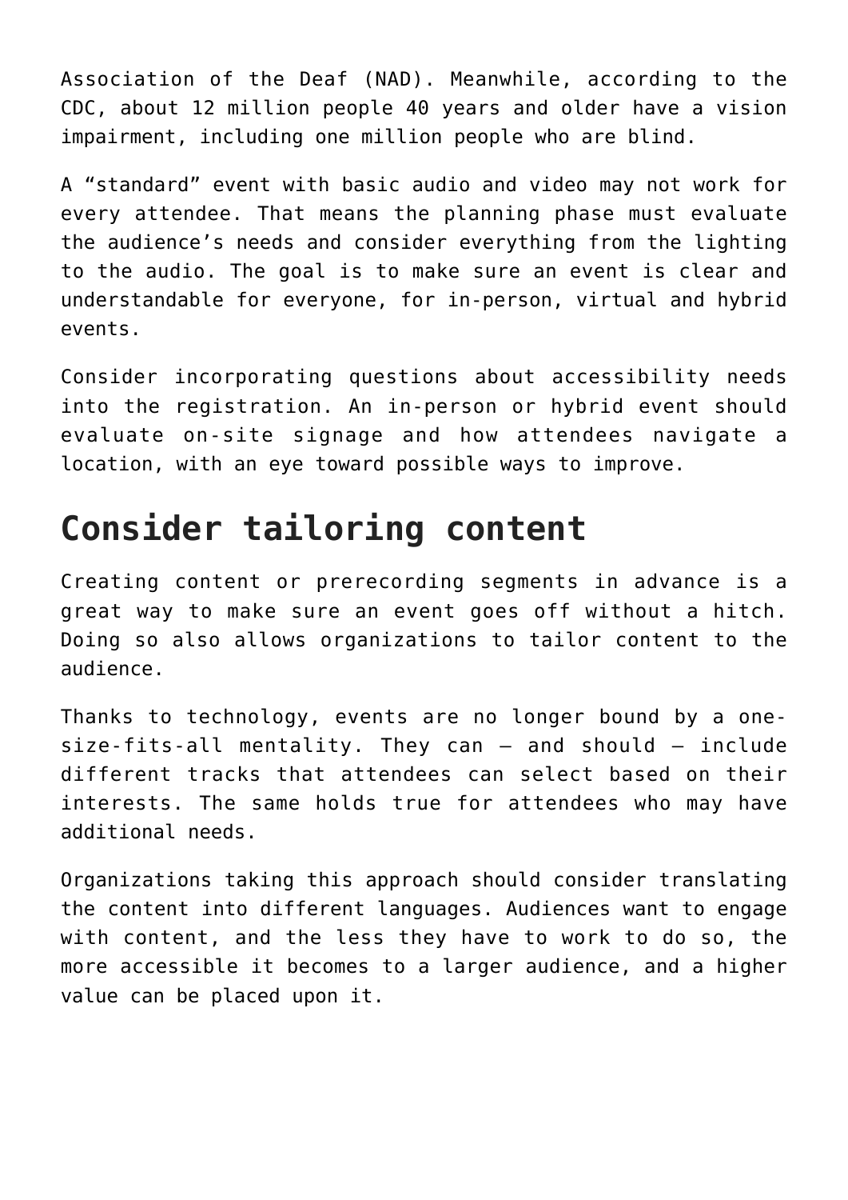Association of the Deaf (NAD). Meanwhile, according to the CDC, about 12 million people 40 years and older have a vision impairment, including one million people who are blind.

A “standard” event with basic audio and video may not work for every attendee. That means the planning phase must evaluate the audience’s needs and consider everything from the lighting to the audio. The goal is to make sure an event is clear and understandable for everyone, for in-person, virtual and hybrid events.

Consider incorporating questions about accessibility needs into the registration. An in-person or hybrid event should evaluate on-site signage and how attendees navigate a location, with an eye toward possible ways to improve.

## Consider tailoring content

Creating content or prerecording segments in advance is a great way to make sure an event goes off without a hitch. Doing so also allows organizations to tailor content to the audience.

Thanks to technology, events are no longer bound by a one-size-fits-all mentality. They can – and should – include different tracks that attendees can select based on their interests. The same holds true for attendees who may have additional needs.

Organizations taking this approach should consider translating the content into different languages. Audiences want to engage with content, and the less they have to work to do so, the more accessible it becomes to a larger audience, and a higher value can be placed upon it.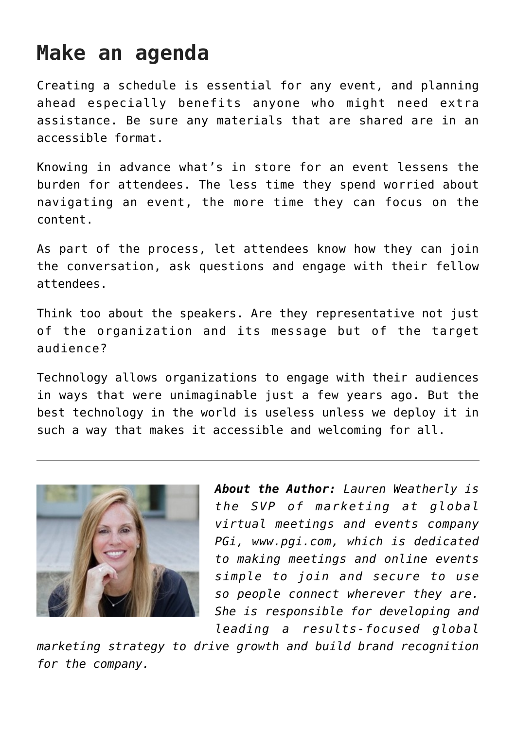## Make an agenda

Creating a schedule is essential for any event, and planning ahead especially benefits anyone who might need extra assistance. Be sure any materials that are shared are in an accessible format.

Knowing in advance what's in store for an event lessens the burden for attendees. The less time they spend worried about navigating an event, the more time they can focus on the content.

As part of the process, let attendees know how they can join the conversation, ask questions and engage with their fellow attendees.

Think too about the speakers. Are they representative not just of the organization and its message but of the target audience?

Technology allows organizations to engage with their audiences in ways that were unimaginable just a few years ago. But the best technology in the world is useless unless we deploy it in such a way that makes it accessible and welcoming for all.

---

***About the Author:*** *Lauren Weatherly is the SVP of marketing at global virtual meetings and events company PGi, www.pgi.com, which is dedicated to making meetings and online events simple to join and secure to use so people connect wherever they are. She is responsible for developing and leading a results-focused global marketing strategy to drive growth and build brand recognition for the company.*